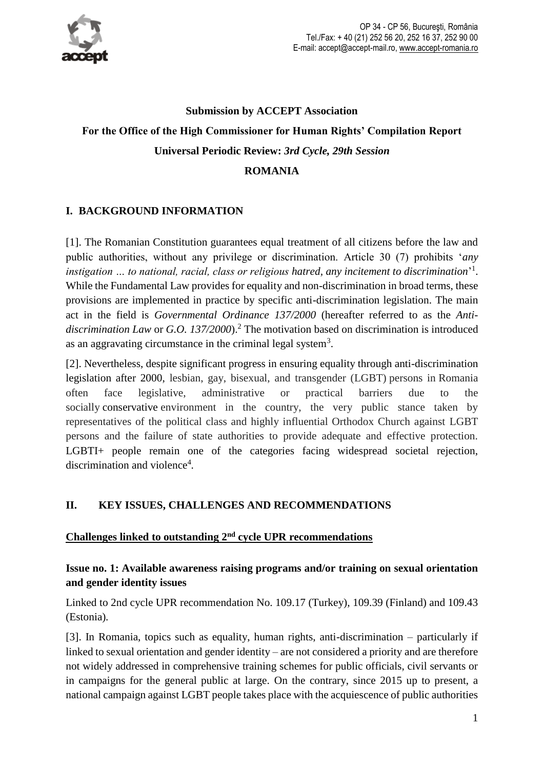OP 34 - CP 56, Bucureşti, România
Tel./Fax: + 40 (21) 252 56 20, 252 16 37, 252 90 00
E-mail: accept@accept-mail.ro, www.accept-romania.ro

**Submission by ACCEPT Association**

**For the Office of the High Commissioner for Human Rights' Compilation Report**

**Universal Periodic Review:** ***3rd Cycle, 29th Session***

**ROMANIA**

## I. BACKGROUND INFORMATION

[1]. The Romanian Constitution guarantees equal treatment of all citizens before the law and public authorities, without any privilege or discrimination. Article 30 (7) prohibits '*any instigation … to national, racial, class or religious hatred, any incitement to discrimination*'[1]. While the Fundamental Law provides for equality and non-discrimination in broad terms, these provisions are implemented in practice by specific anti-discrimination legislation. The main act in the field is *Governmental Ordinance 137/2000* (hereafter referred to as the *Anti-discrimination Law* or *G.O. 137/2000*).[2] The motivation based on discrimination is introduced as an aggravating circumstance in the criminal legal system[3].

[2]. Nevertheless, despite significant progress in ensuring equality through anti-discrimination legislation after 2000, lesbian, gay, bisexual, and transgender (LGBT) persons in Romania often face legislative, administrative or practical barriers due to the socially conservative environment in the country, the very public stance taken by representatives of the political class and highly influential Orthodox Church against LGBT persons and the failure of state authorities to provide adequate and effective protection. LGBTI+ people remain one of the categories facing widespread societal rejection, discrimination and violence[4].

## II. KEY ISSUES, CHALLENGES AND RECOMMENDATIONS

**Challenges linked to outstanding 2nd cycle UPR recommendations**

### Issue no. 1: Available awareness raising programs and/or training on sexual orientation and gender identity issues

Linked to 2nd cycle UPR recommendation No. 109.17 (Turkey), 109.39 (Finland) and 109.43 (Estonia).

[3]. In Romania, topics such as equality, human rights, anti-discrimination – particularly if linked to sexual orientation and gender identity – are not considered a priority and are therefore not widely addressed in comprehensive training schemes for public officials, civil servants or in campaigns for the general public at large. On the contrary, since 2015 up to present, a national campaign against LGBT people takes place with the acquiescence of public authorities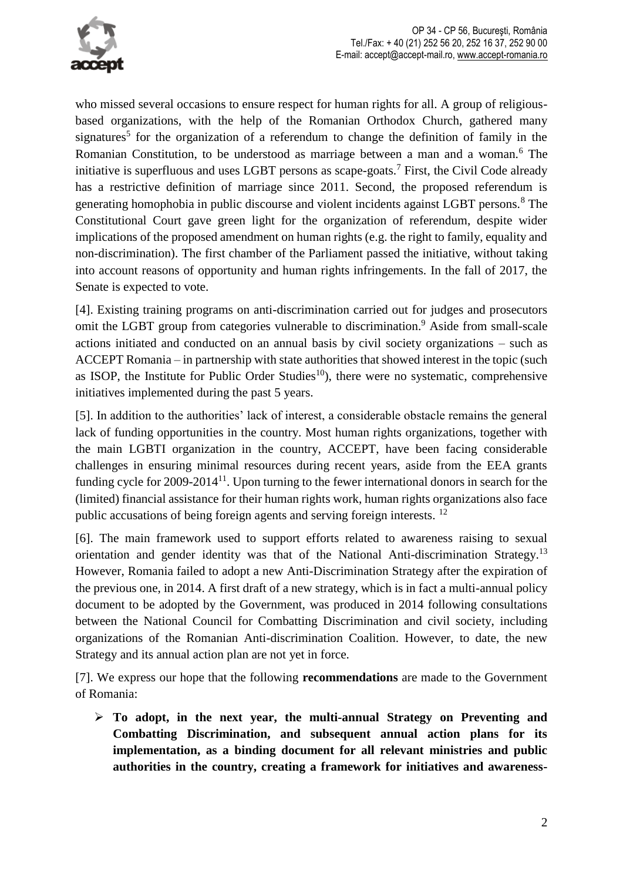who missed several occasions to ensure respect for human rights for all. A group of religious-based organizations, with the help of the Romanian Orthodox Church, gathered many signatures[5] for the organization of a referendum to change the definition of family in the Romanian Constitution, to be understood as marriage between a man and a woman.[6] The initiative is superfluous and uses LGBT persons as scape-goats.[7] First, the Civil Code already has a restrictive definition of marriage since 2011. Second, the proposed referendum is generating homophobia in public discourse and violent incidents against LGBT persons.[8] The Constitutional Court gave green light for the organization of referendum, despite wider implications of the proposed amendment on human rights (e.g. the right to family, equality and non-discrimination). The first chamber of the Parliament passed the initiative, without taking into account reasons of opportunity and human rights infringements. In the fall of 2017, the Senate is expected to vote.

[4]. Existing training programs on anti-discrimination carried out for judges and prosecutors omit the LGBT group from categories vulnerable to discrimination.[9] Aside from small-scale actions initiated and conducted on an annual basis by civil society organizations – such as ACCEPT Romania – in partnership with state authorities that showed interest in the topic (such as ISOP, the Institute for Public Order Studies[10]), there were no systematic, comprehensive initiatives implemented during the past 5 years.

[5]. In addition to the authorities' lack of interest, a considerable obstacle remains the general lack of funding opportunities in the country. Most human rights organizations, together with the main LGBTI organization in the country, ACCEPT, have been facing considerable challenges in ensuring minimal resources during recent years, aside from the EEA grants funding cycle for 2009-2014[11]. Upon turning to the fewer international donors in search for the (limited) financial assistance for their human rights work, human rights organizations also face public accusations of being foreign agents and serving foreign interests. [12]

[6]. The main framework used to support efforts related to awareness raising to sexual orientation and gender identity was that of the National Anti-discrimination Strategy.[13] However, Romania failed to adopt a new Anti-Discrimination Strategy after the expiration of the previous one, in 2014. A first draft of a new strategy, which is in fact a multi-annual policy document to be adopted by the Government, was produced in 2014 following consultations between the National Council for Combatting Discrimination and civil society, including organizations of the Romanian Anti-discrimination Coalition. However, to date, the new Strategy and its annual action plan are not yet in force.

[7]. We express our hope that the following **recommendations** are made to the Government of Romania:

- **To adopt, in the next year, the multi-annual Strategy on Preventing and Combatting Discrimination, and subsequent annual action plans for its implementation, as a binding document for all relevant ministries and public authorities in the country, creating a framework for initiatives and awareness-**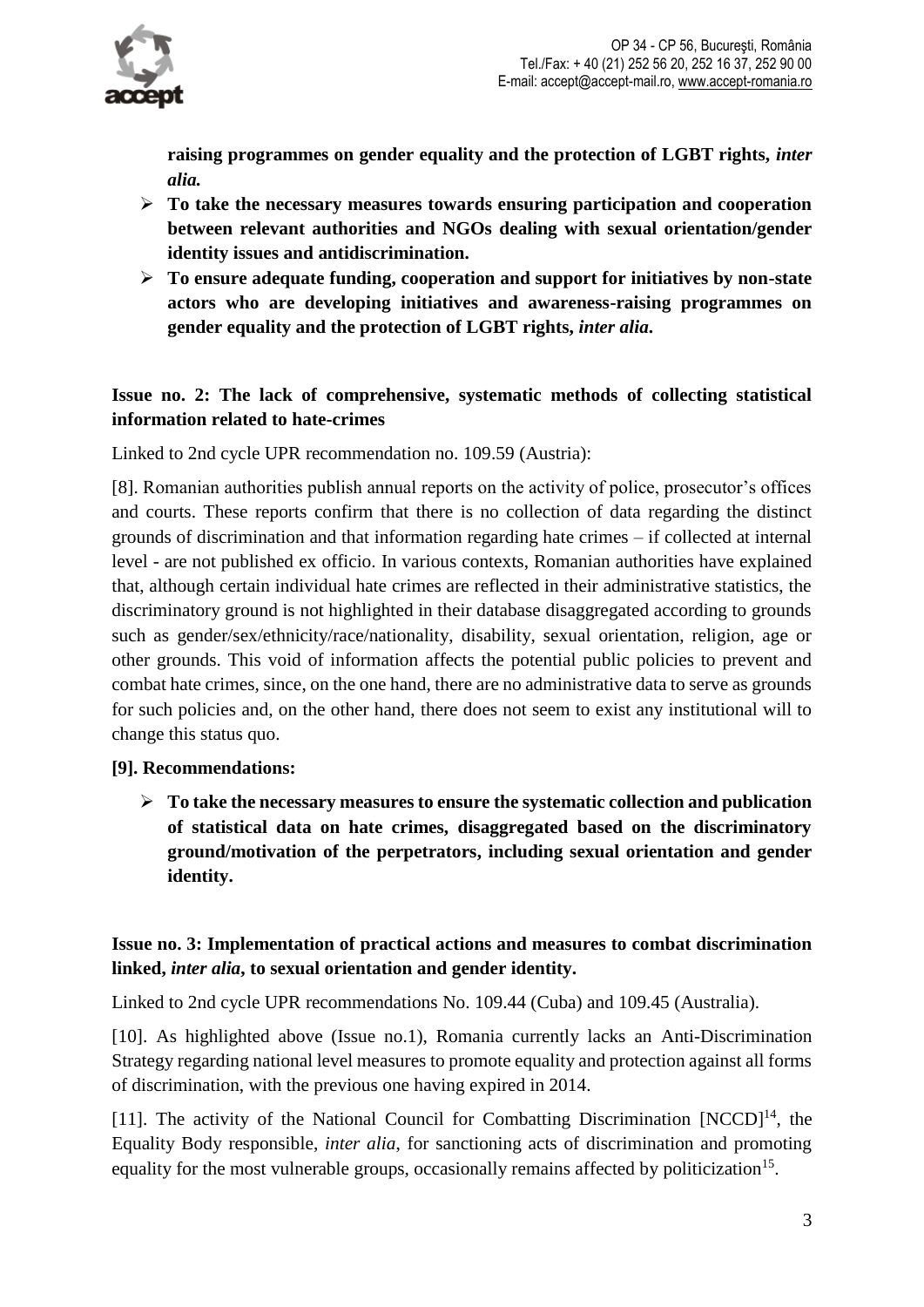**raising programmes on gender equality and the protection of LGBT rights, *inter alia.***

- **To take the necessary measures towards ensuring participation and cooperation between relevant authorities and NGOs dealing with sexual orientation/gender identity issues and antidiscrimination.**
- **To ensure adequate funding, cooperation and support for initiatives by non-state actors who are developing initiatives and awareness-raising programmes on gender equality and the protection of LGBT rights, *inter alia.***

**Issue no. 2: The lack of comprehensive, systematic methods of collecting statistical information related to hate-crimes**

Linked to 2nd cycle UPR recommendation no. 109.59 (Austria):

[8]. Romanian authorities publish annual reports on the activity of police, prosecutor's offices and courts. These reports confirm that there is no collection of data regarding the distinct grounds of discrimination and that information regarding hate crimes – if collected at internal level - are not published ex officio. In various contexts, Romanian authorities have explained that, although certain individual hate crimes are reflected in their administrative statistics, the discriminatory ground is not highlighted in their database disaggregated according to grounds such as gender/sex/ethnicity/race/nationality, disability, sexual orientation, religion, age or other grounds. This void of information affects the potential public policies to prevent and combat hate crimes, since, on the one hand, there are no administrative data to serve as grounds for such policies and, on the other hand, there does not seem to exist any institutional will to change this status quo.

**[9]. Recommendations:**

- **To take the necessary measures to ensure the systematic collection and publication of statistical data on hate crimes, disaggregated based on the discriminatory ground/motivation of the perpetrators, including sexual orientation and gender identity.**

**Issue no. 3: Implementation of practical actions and measures to combat discrimination linked, *inter alia*, to sexual orientation and gender identity.**

Linked to 2nd cycle UPR recommendations No. 109.44 (Cuba) and 109.45 (Australia).

[10]. As highlighted above (Issue no.1), Romania currently lacks an Anti-Discrimination Strategy regarding national level measures to promote equality and protection against all forms of discrimination, with the previous one having expired in 2014.

[11]. The activity of the National Council for Combatting Discrimination [NCCD][14], the Equality Body responsible, *inter alia*, for sanctioning acts of discrimination and promoting equality for the most vulnerable groups, occasionally remains affected by politicization[15].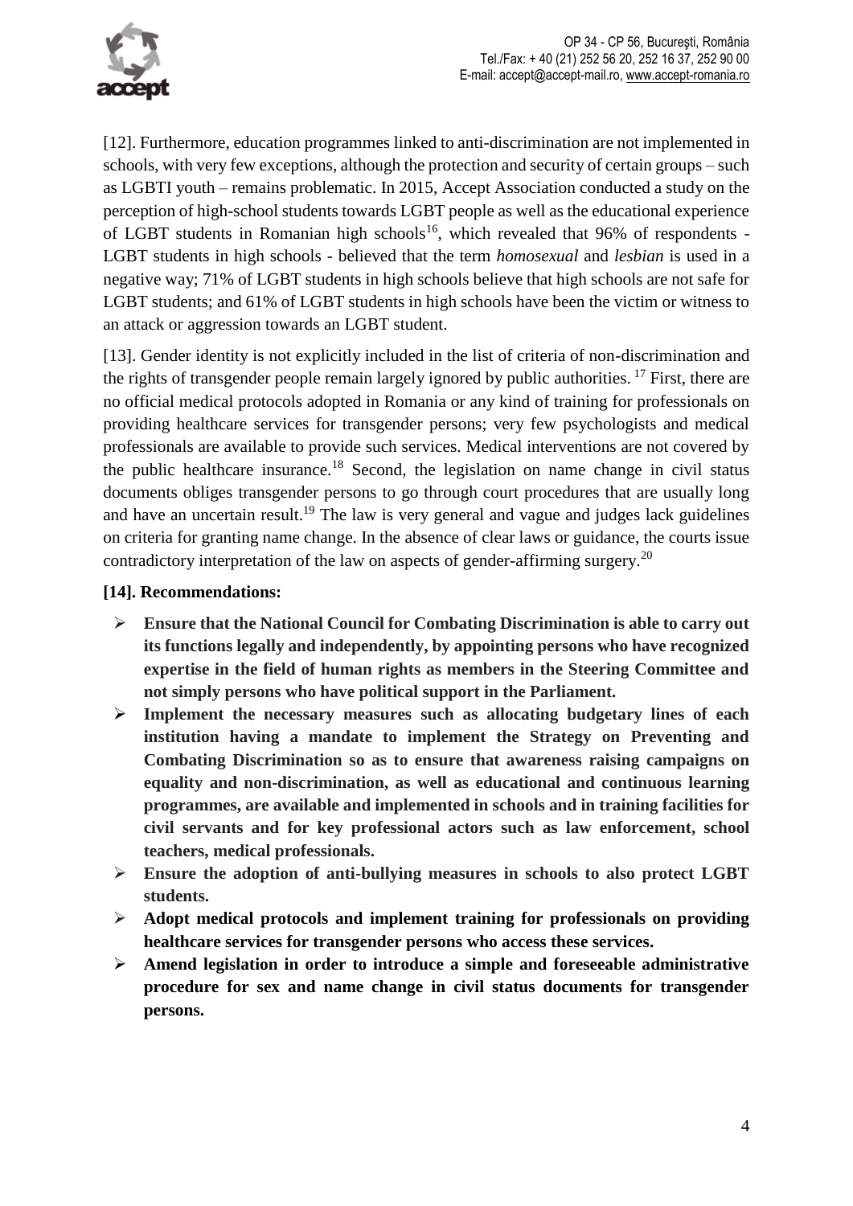[12]. Furthermore, education programmes linked to anti-discrimination are not implemented in schools, with very few exceptions, although the protection and security of certain groups – such as LGBTI youth – remains problematic. In 2015, Accept Association conducted a study on the perception of high-school students towards LGBT people as well as the educational experience of LGBT students in Romanian high schools[16], which revealed that 96% of respondents - LGBT students in high schools - believed that the term *homosexual* and *lesbian* is used in a negative way; 71% of LGBT students in high schools believe that high schools are not safe for LGBT students; and 61% of LGBT students in high schools have been the victim or witness to an attack or aggression towards an LGBT student.

[13]. Gender identity is not explicitly included in the list of criteria of non-discrimination and the rights of transgender people remain largely ignored by public authorities. [17] First, there are no official medical protocols adopted in Romania or any kind of training for professionals on providing healthcare services for transgender persons; very few psychologists and medical professionals are available to provide such services. Medical interventions are not covered by the public healthcare insurance.[18] Second, the legislation on name change in civil status documents obliges transgender persons to go through court procedures that are usually long and have an uncertain result.[19] The law is very general and vague and judges lack guidelines on criteria for granting name change. In the absence of clear laws or guidance, the courts issue contradictory interpretation of the law on aspects of gender-affirming surgery.[20]

**[14]. Recommendations:**

- **Ensure that the National Council for Combating Discrimination is able to carry out its functions legally and independently, by appointing persons who have recognized expertise in the field of human rights as members in the Steering Committee and not simply persons who have political support in the Parliament.**
- **Implement the necessary measures such as allocating budgetary lines of each institution having a mandate to implement the Strategy on Preventing and Combating Discrimination so as to ensure that awareness raising campaigns on equality and non-discrimination, as well as educational and continuous learning programmes, are available and implemented in schools and in training facilities for civil servants and for key professional actors such as law enforcement, school teachers, medical professionals.**
- **Ensure the adoption of anti-bullying measures in schools to also protect LGBT students.**
- **Adopt medical protocols and implement training for professionals on providing healthcare services for transgender persons who access these services.**
- **Amend legislation in order to introduce a simple and foreseeable administrative procedure for sex and name change in civil status documents for transgender persons.**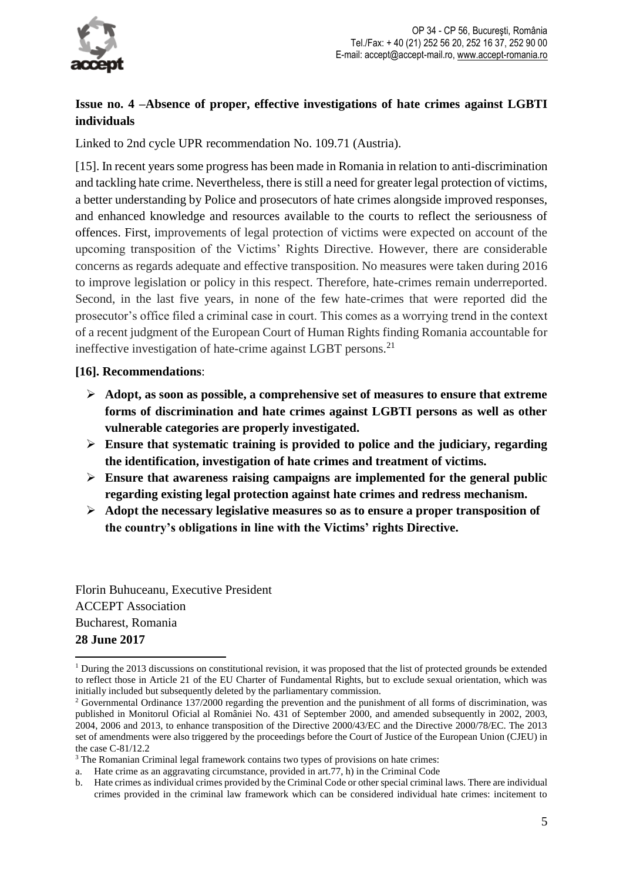### Issue no. 4 –Absence of proper, effective investigations of hate crimes against LGBTI individuals

Linked to 2nd cycle UPR recommendation No. 109.71 (Austria).

[15]. In recent years some progress has been made in Romania in relation to anti-discrimination and tackling hate crime. Nevertheless, there is still a need for greater legal protection of victims, a better understanding by Police and prosecutors of hate crimes alongside improved responses, and enhanced knowledge and resources available to the courts to reflect the seriousness of offences. First, improvements of legal protection of victims were expected on account of the upcoming transposition of the Victims' Rights Directive. However, there are considerable concerns as regards adequate and effective transposition. No measures were taken during 2016 to improve legislation or policy in this respect. Therefore, hate-crimes remain underreported. Second, in the last five years, in none of the few hate-crimes that were reported did the prosecutor's office filed a criminal case in court. This comes as a worrying trend in the context of a recent judgment of the European Court of Human Rights finding Romania accountable for ineffective investigation of hate-crime against LGBT persons.[21]

**[16]. Recommendations**:

- **Adopt, as soon as possible, a comprehensive set of measures to ensure that extreme forms of discrimination and hate crimes against LGBTI persons as well as other vulnerable categories are properly investigated.**
- **Ensure that systematic training is provided to police and the judiciary, regarding the identification, investigation of hate crimes and treatment of victims.**
- **Ensure that awareness raising campaigns are implemented for the general public regarding existing legal protection against hate crimes and redress mechanism.**
- **Adopt the necessary legislative measures so as to ensure a proper transposition of the country's obligations in line with the Victims' rights Directive.**

Florin Buhuceanu, Executive President
ACCEPT Association
Bucharest, Romania
**28 June 2017**

---

[1] During the 2013 discussions on constitutional revision, it was proposed that the list of protected grounds be extended to reflect those in Article 21 of the EU Charter of Fundamental Rights, but to exclude sexual orientation, which was initially included but subsequently deleted by the parliamentary commission.

[2] Governmental Ordinance 137/2000 regarding the prevention and the punishment of all forms of discrimination, was published in Monitorul Oficial al României No. 431 of September 2000, and amended subsequently in 2002, 2003, 2004, 2006 and 2013, to enhance transposition of the Directive 2000/43/EC and the Directive 2000/78/EC. The 2013 set of amendments were also triggered by the proceedings before the Court of Justice of the European Union (CJEU) in the case C-81/12.2

[3] The Romanian Criminal legal framework contains two types of provisions on hate crimes:

a. Hate crime as an aggravating circumstance, provided in art.77, h) in the Criminal Code
b. Hate crimes as individual crimes provided by the Criminal Code or other special criminal laws. There are individual crimes provided in the criminal law framework which can be considered individual hate crimes: incitement to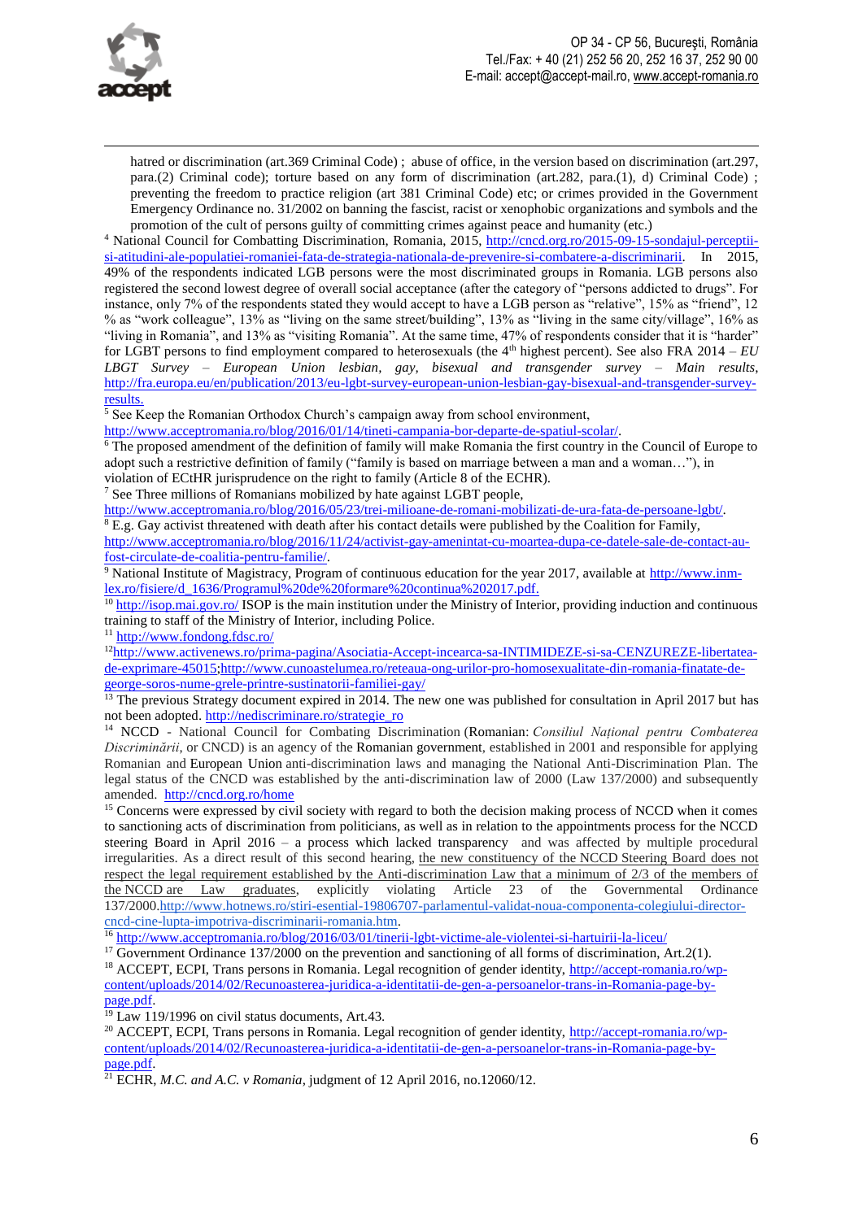hatred or discrimination (art.369 Criminal Code) ; abuse of office, in the version based on discrimination (art.297, para.(2) Criminal code); torture based on any form of discrimination (art.282, para.(1), d) Criminal Code) ; preventing the freedom to practice religion (art 381 Criminal Code) etc; or crimes provided in the Government Emergency Ordinance no. 31/2002 on banning the fascist, racist or xenophobic organizations and symbols and the promotion of the cult of persons guilty of committing crimes against peace and humanity (etc.)

[4] National Council for Combatting Discrimination, Romania, 2015, http://cncd.org.ro/2015-09-15-sondajul-perceptii-si-atitudini-ale-populatiei-romaniei-fata-de-strategia-nationala-de-prevenire-si-combatere-a-discriminarii. In 2015, 49% of the respondents indicated LGB persons were the most discriminated groups in Romania. LGB persons also registered the second lowest degree of overall social acceptance (after the category of "persons addicted to drugs". For instance, only 7% of the respondents stated they would accept to have a LGB person as "relative", 15% as "friend", 12 % as "work colleague", 13% as "living on the same street/building", 13% as "living in the same city/village", 16% as "living in Romania", and 13% as "visiting Romania". At the same time, 47% of respondents consider that it is "harder" for LGBT persons to find employment compared to heterosexuals (the 4[th] highest percent). See also FRA 2014 – *EU LBGT Survey – European Union lesbian, gay, bisexual and transgender survey – Main results*, http://fra.europa.eu/en/publication/2013/eu-lgbt-survey-european-union-lesbian-gay-bisexual-and-transgender-survey-results.

[5] See Keep the Romanian Orthodox Church's campaign away from school environment, http://www.acceptromania.ro/blog/2016/01/14/tineti-campania-bor-departe-de-spatiul-scolar/.

[6] The proposed amendment of the definition of family will make Romania the first country in the Council of Europe to adopt such a restrictive definition of family ("family is based on marriage between a man and a woman…"), in violation of ECtHR jurisprudence on the right to family (Article 8 of the ECHR).

[7] See Three millions of Romanians mobilized by hate against LGBT people, http://www.acceptromania.ro/blog/2016/05/23/trei-milioane-de-romani-mobilizati-de-ura-fata-de-persoane-lgbt/.

[8] E.g. Gay activist threatened with death after his contact details were published by the Coalition for Family, http://www.acceptromania.ro/blog/2016/11/24/activist-gay-amenintat-cu-moartea-dupa-ce-datele-sale-de-contact-au-fost-circulate-de-coalitia-pentru-familie/.

[9] National Institute of Magistracy, Program of continuous education for the year 2017, available at http://www.inm-lex.ro/fisiere/d_1636/Programul%20de%20formare%20continua%202017.pdf.

[10] http://isop.mai.gov.ro/ ISOP is the main institution under the Ministry of Interior, providing induction and continuous training to staff of the Ministry of Interior, including Police.

[11] http://www.fondong.fdsc.ro/

[12] http://www.activenews.ro/prima-pagina/Asociatia-Accept-incearca-sa-INTIMIDEZE-si-sa-CENZUREZE-libertatea-de-exprimare-45015;http://www.cunoastelumea.ro/reteaua-ong-urilor-pro-homosexualitate-din-romania-finatate-de-george-soros-nume-grele-printre-sustinatorii-familiei-gay/

[13] The previous Strategy document expired in 2014. The new one was published for consultation in April 2017 but has not been adopted. http://nediscriminare.ro/strategie_ro

[14] NCCD - National Council for Combating Discrimination (Romanian: *Consiliul Național pentru Combaterea Discriminării*, or CNCD) is an agency of the Romanian government, established in 2001 and responsible for applying Romanian and European Union anti-discrimination laws and managing the National Anti-Discrimination Plan. The legal status of the CNCD was established by the anti-discrimination law of 2000 (Law 137/2000) and subsequently amended. http://cncd.org.ro/home

[15] Concerns were expressed by civil society with regard to both the decision making process of NCCD when it comes to sanctioning acts of discrimination from politicians, as well as in relation to the appointments process for the NCCD steering Board in April 2016 – a process which lacked transparency and was affected by multiple procedural irregularities. As a direct result of this second hearing, the new constituency of the NCCD Steering Board does not respect the legal requirement established by the Anti-discrimination Law that a minimum of 2/3 of the members of the NCCD are Law graduates, explicitly violating Article 23 of the Governmental Ordinance 137/2000.http://www.hotnews.ro/stiri-esential-19806707-parlamentul-validat-noua-componenta-colegiului-director-cncd-cine-lupta-impotriva-discriminarii-romania.htm.

[16] http://www.acceptromania.ro/blog/2016/03/01/tinerii-lgbt-victime-ale-violentei-si-hartuirii-la-liceu/

[17] Government Ordinance 137/2000 on the prevention and sanctioning of all forms of discrimination, Art.2(1).

[18] ACCEPT, ECPI, Trans persons in Romania. Legal recognition of gender identity, http://accept-romania.ro/wp-content/uploads/2014/02/Recunoasterea-juridica-a-identitatii-de-gen-a-persoanelor-trans-in-Romania-page-by-page.pdf.

[19] Law 119/1996 on civil status documents, Art.43.

[20] ACCEPT, ECPI, Trans persons in Romania. Legal recognition of gender identity, http://accept-romania.ro/wp-content/uploads/2014/02/Recunoasterea-juridica-a-identitatii-de-gen-a-persoanelor-trans-in-Romania-page-by-page.pdf.

[21] ECHR, *M.C. and A.C. v Romania*, judgment of 12 April 2016, no.12060/12.